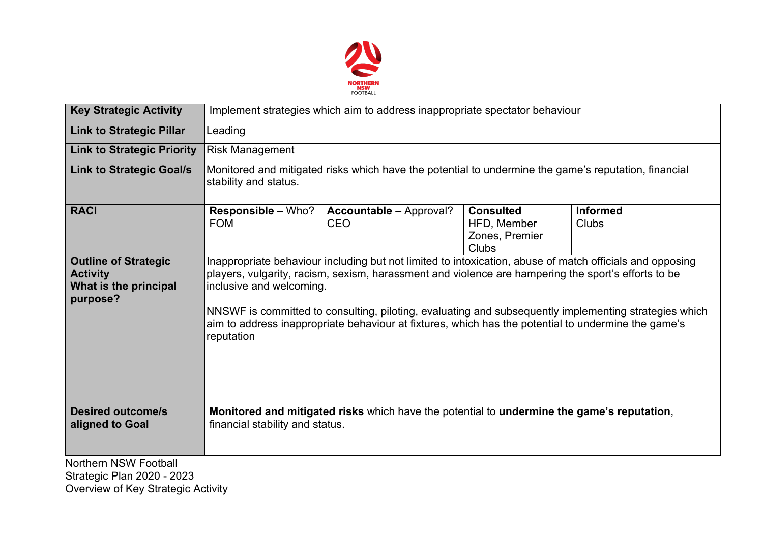| Key Strategic Activity | Implement strategies which aim to address inappropriate spectator behaviour | | | |
|---|---|---|---|---|
| **Link to Strategic Pillar** | Leading | | | |
| **Link to Strategic Priority** | Risk Management | | | |
| **Link to Strategic Goal/s** | Monitored and mitigated risks which have the potential to undermine the game's reputation, financial stability and status. | | | |
| **RACI** | **Responsible –** Who?<br>FOM | **Accountable –** Approval?<br>CEO | **Consulted**<br>HFD, Member Zones, Premier Clubs | **Informed**<br>Clubs |
| **Outline of Strategic Activity**<br>**What is the principal purpose?** | Inappropriate behaviour including but not limited to intoxication, abuse of match officials and opposing players, vulgarity, racism, sexism, harassment and violence are hampering the sport's efforts to be inclusive and welcoming.<br><br>NNSWF is committed to consulting, piloting, evaluating and subsequently implementing strategies which aim to address inappropriate behaviour at fixtures, which has the potential to undermine the game's reputation | | | |
| **Desired outcome/s aligned to Goal** | **Monitored and mitigated risks** which have the potential to **undermine the game's reputation**, financial stability and status. | | | |

Northern NSW Football
Strategic Plan 2020 - 2023
Overview of Key Strategic Activity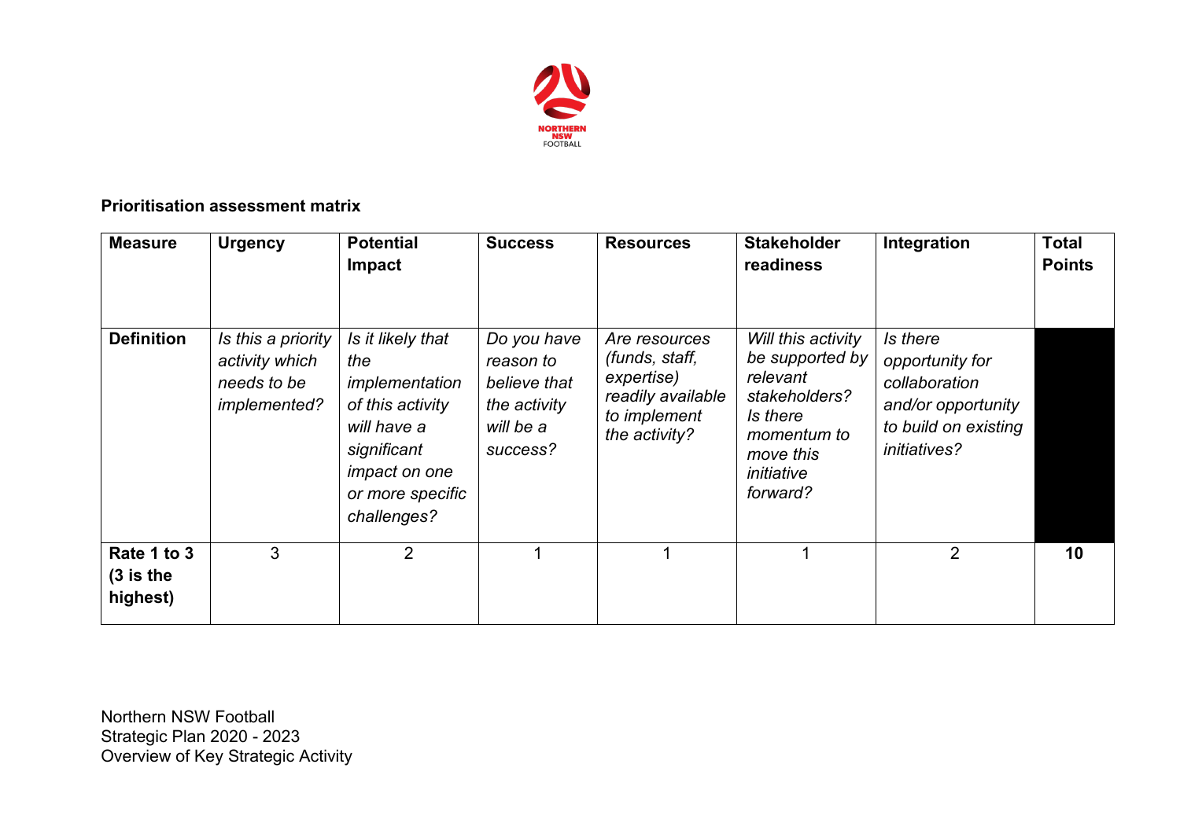**Prioritisation assessment matrix**

| **Measure** | **Urgency** | **Potential Impact** | **Success** | **Resources** | **Stakeholder readiness** | **Integration** | **Total Points** |
|---|---|---|---|---|---|---|---|
| **Definition** | *Is this a priority activity which needs to be implemented?* | *Is it likely that the implementation of this activity will have a significant impact on one or more specific challenges?* | *Do you have reason to believe that the activity will be a success?* | *Are resources (funds, staff, expertise) readily available to implement the activity?* | *Will this activity be supported by relevant stakeholders? Is there momentum to move this initiative forward?* | *Is there opportunity for collaboration and/or opportunity to build on existing initiatives?* | |
| **Rate 1 to 3 (3 is the highest)** | 3 | 2 | 1 | 1 | 1 | 2 | **10** |

Northern NSW Football
Strategic Plan 2020 - 2023
Overview of Key Strategic Activity